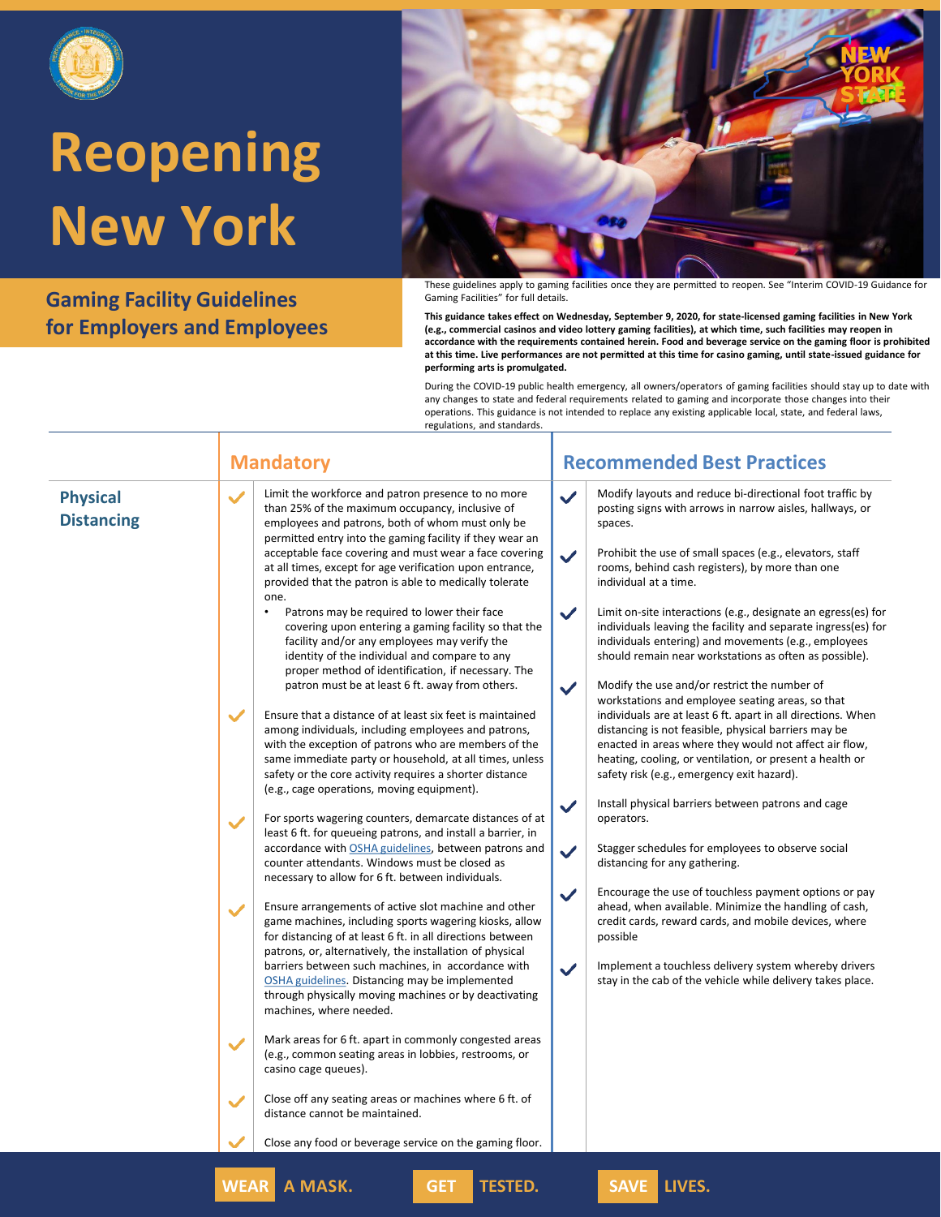# Reopening New York

## Gaming Facility Guidelines for Employers and Employees

These guidelines apply to gaming facilities once they are permitted to reopen. See "Interim COVID-19 Guidance for Gaming Facilities" for full details.

**This guidance takes effect on Wednesday, September 9, 2020, for state-licensed gaming facilities in New York (e.g., commercial casinos and video lottery gaming facilities), at which time, such facilities may reopen in accordance with the requirements contained herein. Food and beverage service on the gaming floor is prohibited at this time. Live performances are not permitted at this time for casino gaming, until state-issued guidance for performing arts is promulgated.**

During the COVID-19 public health emergency, all owners/operators of gaming facilities should stay up to date with any changes to state and federal requirements related to gaming and incorporate those changes into their operations. This guidance is not intended to replace any existing applicable local, state, and federal laws, regulations, and standards.

## Physical Distancing

### Mandatory

- ✓ Limit the workforce and patron presence to no more than 25% of the maximum occupancy, inclusive of employees and patrons, both of whom must only be permitted entry into the gaming facility if they wear an acceptable face covering and must wear a face covering at all times, except for age verification upon entrance, provided that the patron is able to medically tolerate one.
  - Patrons may be required to lower their face covering upon entering a gaming facility so that the facility and/or any employees may verify the identity of the individual and compare to any proper method of identification, if necessary. The patron must be at least 6 ft. away from others.
- ✓ Ensure that a distance of at least six feet is maintained among individuals, including employees and patrons, with the exception of patrons who are members of the same immediate party or household, at all times, unless safety or the core activity requires a shorter distance (e.g., cage operations, moving equipment).
- ✓ For sports wagering counters, demarcate distances of at least 6 ft. for queueing patrons, and install a barrier, in accordance with OSHA guidelines, between patrons and counter attendants. Windows must be closed as necessary to allow for 6 ft. between individuals.
- ✓ Ensure arrangements of active slot machine and other game machines, including sports wagering kiosks, allow for distancing of at least 6 ft. in all directions between patrons, or, alternatively, the installation of physical barriers between such machines, in accordance with OSHA guidelines. Distancing may be implemented through physically moving machines or by deactivating machines, where needed.
- ✓ Mark areas for 6 ft. apart in commonly congested areas (e.g., common seating areas in lobbies, restrooms, or casino cage queues).
- ✓ Close off any seating areas or machines where 6 ft. of distance cannot be maintained.
- ✓ Close any food or beverage service on the gaming floor.

### Recommended Best Practices

- ✓ Modify layouts and reduce bi-directional foot traffic by posting signs with arrows in narrow aisles, hallways, or spaces.
- ✓ Prohibit the use of small spaces (e.g., elevators, staff rooms, behind cash registers), by more than one individual at a time.
- ✓ Limit on-site interactions (e.g., designate an egress(es) for individuals leaving the facility and separate ingress(es) for individuals entering) and movements (e.g., employees should remain near workstations as often as possible).
- ✓ Modify the use and/or restrict the number of workstations and employee seating areas, so that individuals are at least 6 ft. apart in all directions. When distancing is not feasible, physical barriers may be enacted in areas where they would not affect air flow, heating, cooling, or ventilation, or present a health or safety risk (e.g., emergency exit hazard).
- ✓ Install physical barriers between patrons and cage operators.
- ✓ Stagger schedules for employees to observe social distancing for any gathering.
- ✓ Encourage the use of touchless payment options or pay ahead, when available. Minimize the handling of cash, credit cards, reward cards, and mobile devices, where possible
- ✓ Implement a touchless delivery system whereby drivers stay in the cab of the vehicle while delivery takes place.

WEAR A MASK. GET TESTED. SAVE LIVES.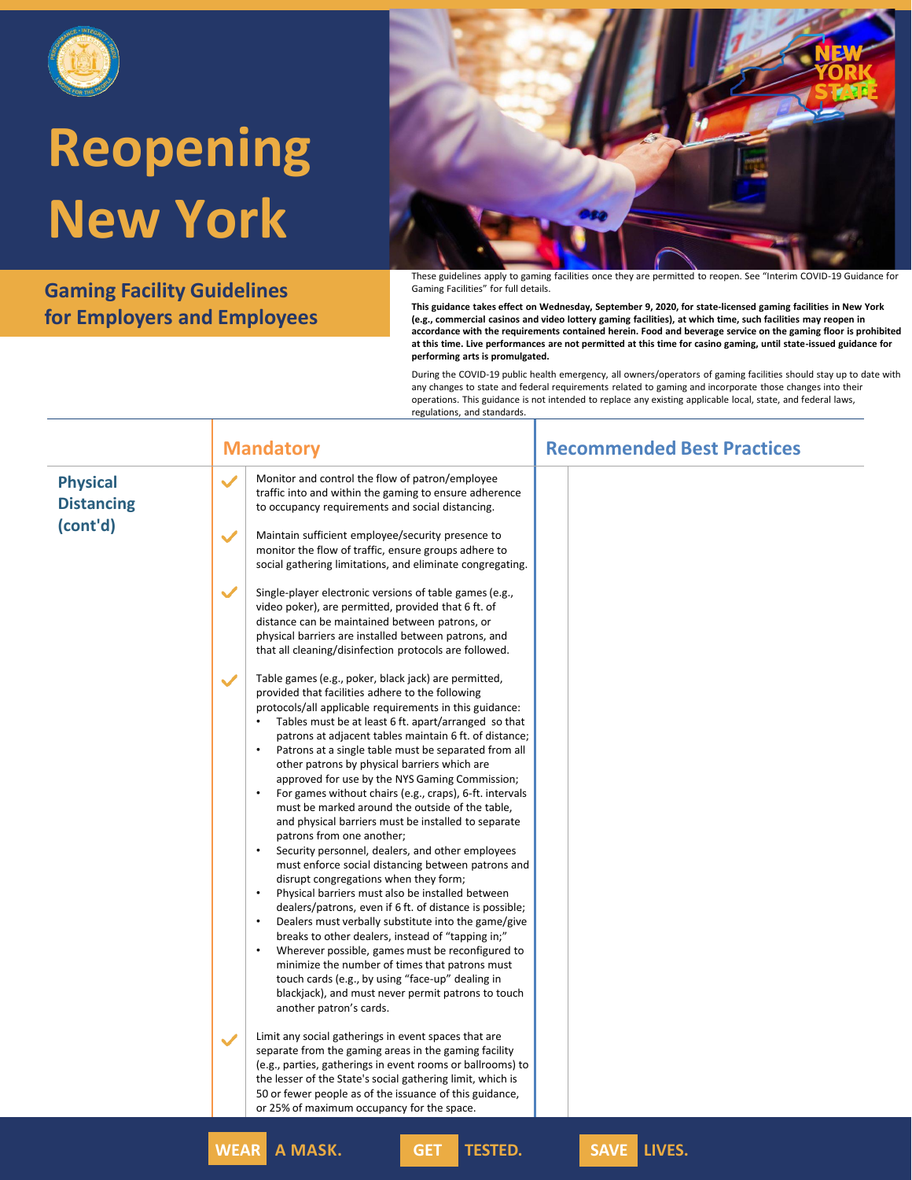# Reopening New York

## Gaming Facility Guidelines for Employers and Employees

These guidelines apply to gaming facilities once they are permitted to reopen. See "Interim COVID-19 Guidance for Gaming Facilities" for full details.

**This guidance takes effect on Wednesday, September 9, 2020, for state-licensed gaming facilities in New York (e.g., commercial casinos and video lottery gaming facilities), at which time, such facilities may reopen in accordance with the requirements contained herein. Food and beverage service on the gaming floor is prohibited at this time. Live performances are not permitted at this time for casino gaming, until state-issued guidance for performing arts is promulgated.**

During the COVID-19 public health emergency, all owners/operators of gaming facilities should stay up to date with any changes to state and federal requirements related to gaming and incorporate those changes into their operations. This guidance is not intended to replace any existing applicable local, state, and federal laws, regulations, and standards.

| | Mandatory | Recommended Best Practices |
|---|---|---|
| **Physical Distancing (cont'd)** | ✓ Monitor and control the flow of patron/employee traffic into and within the gaming to ensure adherence to occupancy requirements and social distancing.<br><br>✓ Maintain sufficient employee/security presence to monitor the flow of traffic, ensure groups adhere to social gathering limitations, and eliminate congregating.<br><br>✓ Single-player electronic versions of table games (e.g., video poker), are permitted, provided that 6 ft. of distance can be maintained between patrons, or physical barriers are installed between patrons, and that all cleaning/disinfection protocols are followed.<br><br>✓ Table games (e.g., poker, black jack) are permitted, provided that facilities adhere to the following protocols/all applicable requirements in this guidance:<br>• Tables must be at least 6 ft. apart/arranged so that patrons at adjacent tables maintain 6 ft. of distance;<br>• Patrons at a single table must be separated from all other patrons by physical barriers which are approved for use by the NYS Gaming Commission;<br>• For games without chairs (e.g., craps), 6-ft. intervals must be marked around the outside of the table, and physical barriers must be installed to separate patrons from one another;<br>• Security personnel, dealers, and other employees must enforce social distancing between patrons and disrupt congregations when they form;<br>• Physical barriers must also be installed between dealers/patrons, even if 6 ft. of distance is possible;<br>• Dealers must verbally substitute into the game/give breaks to other dealers, instead of "tapping in;"<br>• Wherever possible, games must be reconfigured to minimize the number of times that patrons must touch cards (e.g., by using "face-up" dealing in blackjack), and must never permit patrons to touch another patron's cards.<br><br>✓ Limit any social gatherings in event spaces that are separate from the gaming areas in the gaming facility (e.g., parties, gatherings in event rooms or ballrooms) to the lesser of the State's social gathering limit, which is 50 or fewer people as of the issuance of this guidance, or 25% of maximum occupancy for the space. | |

WEAR A MASK. GET TESTED. SAVE LIVES.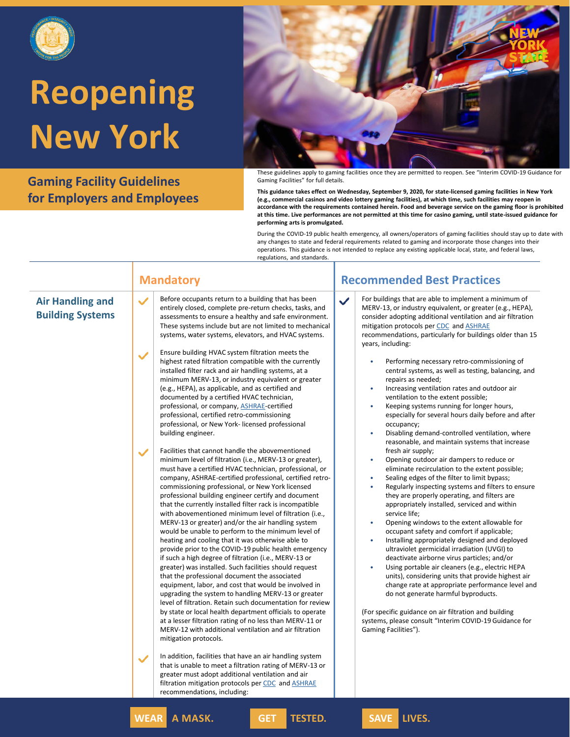# Reopening New York

## Gaming Facility Guidelines for Employers and Employees

These guidelines apply to gaming facilities once they are permitted to reopen. See "Interim COVID-19 Guidance for Gaming Facilities" for full details.

**This guidance takes effect on Wednesday, September 9, 2020, for state-licensed gaming facilities in New York (e.g., commercial casinos and video lottery gaming facilities), at which time, such facilities may reopen in accordance with the requirements contained herein. Food and beverage service on the gaming floor is prohibited at this time. Live performances are not permitted at this time for casino gaming, until state-issued guidance for performing arts is promulgated.**

During the COVID-19 public health emergency, all owners/operators of gaming facilities should stay up to date with any changes to state and federal requirements related to gaming and incorporate those changes into their operations. This guidance is not intended to replace any existing applicable local, state, and federal laws, regulations, and standards.

## Air Handling and Building Systems

### Mandatory

- ✓ Before occupants return to a building that has been entirely closed, complete pre-return checks, tasks, and assessments to ensure a healthy and safe environment. These systems include but are not limited to mechanical systems, water systems, elevators, and HVAC systems.
- ✓ Ensure building HVAC system filtration meets the highest rated filtration compatible with the currently installed filter rack and air handling systems, at a minimum MERV-13, or industry equivalent or greater (e.g., HEPA), as applicable, and as certified and documented by a certified HVAC technician, professional, or company, ASHRAE-certified professional, certified retro-commissioning professional, or New York- licensed professional building engineer.
- ✓ Facilities that cannot handle the abovementioned minimum level of filtration (i.e., MERV-13 or greater), must have a certified HVAC technician, professional, or company, ASHRAE-certified professional, certified retro-commissioning professional, or New York licensed professional building engineer certify and document that the currently installed filter rack is incompatible with abovementioned minimum level of filtration (i.e., MERV-13 or greater) and/or the air handling system would be unable to perform to the minimum level of heating and cooling that it was otherwise able to provide prior to the COVID-19 public health emergency if such a high degree of filtration (i.e., MERV-13 or greater) was installed. Such facilities should request that the professional document the associated equipment, labor, and cost that would be involved in upgrading the system to handling MERV-13 or greater level of filtration. Retain such documentation for review by state or local health department officials to operate at a lesser filtration rating of no less than MERV-11 or MERV-12 with additional ventilation and air filtration mitigation protocols.
- ✓ In addition, facilities that have an air handling system that is unable to meet a filtration rating of MERV-13 or greater must adopt additional ventilation and air filtration mitigation protocols per CDC and ASHRAE recommendations, including:

### Recommended Best Practices

- ✓ For buildings that are able to implement a minimum of MERV-13, or industry equivalent, or greater (e.g., HEPA), consider adopting additional ventilation and air filtration mitigation protocols per CDC and ASHRAE recommendations, particularly for buildings older than 15 years, including:
  - Performing necessary retro-commissioning of central systems, as well as testing, balancing, and repairs as needed;
  - Increasing ventilation rates and outdoor air ventilation to the extent possible;
  - Keeping systems running for longer hours, especially for several hours daily before and after occupancy;
  - Disabling demand-controlled ventilation, where reasonable, and maintain systems that increase fresh air supply;
  - Opening outdoor air dampers to reduce or eliminate recirculation to the extent possible;
  - Sealing edges of the filter to limit bypass;
  - Regularly inspecting systems and filters to ensure they are properly operating, and filters are appropriately installed, serviced and within service life;
  - Opening windows to the extent allowable for occupant safety and comfort if applicable;
  - Installing appropriately designed and deployed ultraviolet germicidal irradiation (UVGI) to deactivate airborne virus particles; and/or
  - Using portable air cleaners (e.g., electric HEPA units), considering units that provide highest air change rate at appropriate performance level and do not generate harmful byproducts.

(For specific guidance on air filtration and building systems, please consult "Interim COVID-19 Guidance for Gaming Facilities").

**WEAR** A MASK. **GET** TESTED. **SAVE** LIVES.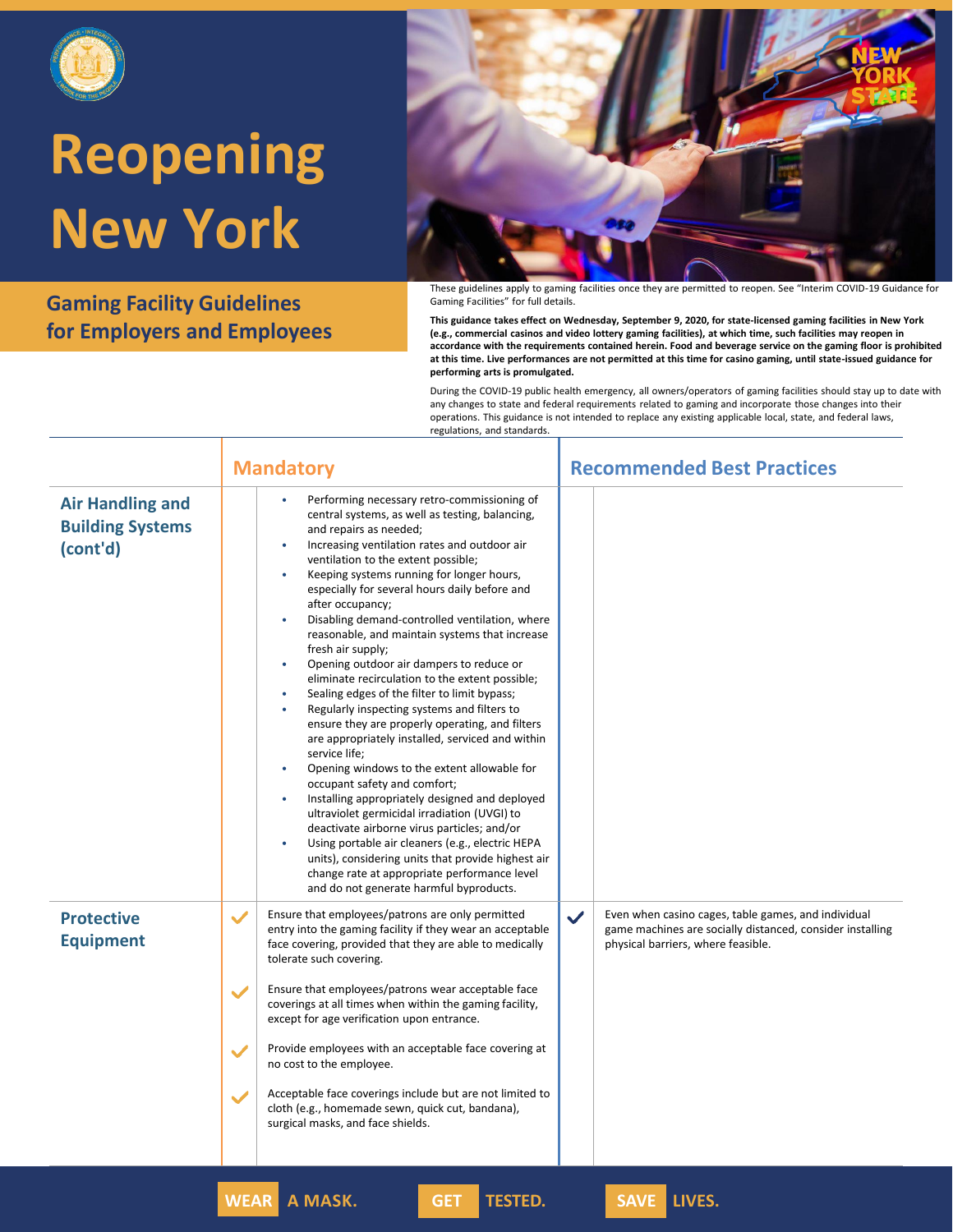# Reopening New York

## Gaming Facility Guidelines for Employers and Employees

These guidelines apply to gaming facilities once they are permitted to reopen. See "Interim COVID-19 Guidance for Gaming Facilities" for full details.

**This guidance takes effect on Wednesday, September 9, 2020, for state-licensed gaming facilities in New York (e.g., commercial casinos and video lottery gaming facilities), at which time, such facilities may reopen in accordance with the requirements contained herein. Food and beverage service on the gaming floor is prohibited at this time. Live performances are not permitted at this time for casino gaming, until state-issued guidance for performing arts is promulgated.**

During the COVID-19 public health emergency, all owners/operators of gaming facilities should stay up to date with any changes to state and federal requirements related to gaming and incorporate those changes into their operations. This guidance is not intended to replace any existing applicable local, state, and federal laws, regulations, and standards.

| | Mandatory | Recommended Best Practices |
|---|---|---|
| **Air Handling and Building Systems (cont'd)** | • Performing necessary retro-commissioning of central systems, as well as testing, balancing, and repairs as needed;<br>• Increasing ventilation rates and outdoor air ventilation to the extent possible;<br>• Keeping systems running for longer hours, especially for several hours daily before and after occupancy;<br>• Disabling demand-controlled ventilation, where reasonable, and maintain systems that increase fresh air supply;<br>• Opening outdoor air dampers to reduce or eliminate recirculation to the extent possible;<br>• Sealing edges of the filter to limit bypass;<br>• Regularly inspecting systems and filters to ensure they are properly operating, and filters are appropriately installed, serviced and within service life;<br>• Opening windows to the extent allowable for occupant safety and comfort;<br>• Installing appropriately designed and deployed ultraviolet germicidal irradiation (UVGI) to deactivate airborne virus particles; and/or<br>• Using portable air cleaners (e.g., electric HEPA units), considering units that provide highest air change rate at appropriate performance level and do not generate harmful byproducts. | |
| **Protective Equipment** | ✓ Ensure that employees/patrons are only permitted entry into the gaming facility if they wear an acceptable face covering, provided that they are able to medically tolerate such covering.<br><br>✓ Ensure that employees/patrons wear acceptable face coverings at all times when within the gaming facility, except for age verification upon entrance.<br><br>✓ Provide employees with an acceptable face covering at no cost to the employee.<br><br>✓ Acceptable face coverings include but are not limited to cloth (e.g., homemade sewn, quick cut, bandana), surgical masks, and face shields. | ✓ Even when casino cages, table games, and individual game machines are socially distanced, consider installing physical barriers, where feasible. |

**WEAR** A MASK. **GET** TESTED. **SAVE** LIVES.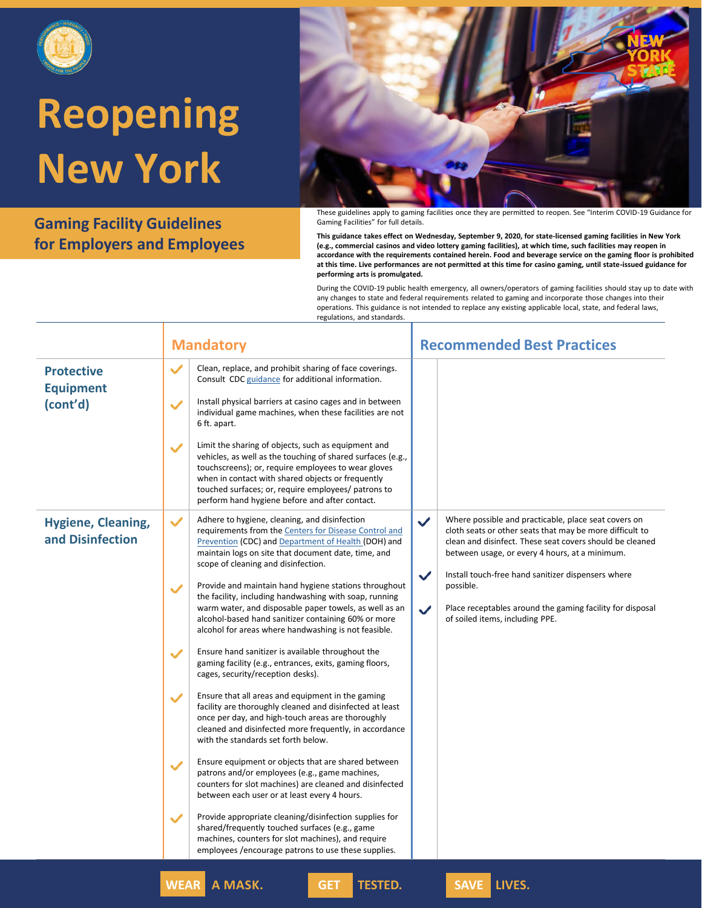# Reopening New York

## Gaming Facility Guidelines for Employers and Employees

These guidelines apply to gaming facilities once they are permitted to reopen. See "Interim COVID-19 Guidance for Gaming Facilities" for full details.

**This guidance takes effect on Wednesday, September 9, 2020, for state-licensed gaming facilities in New York (e.g., commercial casinos and video lottery gaming facilities), at which time, such facilities may reopen in accordance with the requirements contained herein. Food and beverage service on the gaming floor is prohibited at this time. Live performances are not permitted at this time for casino gaming, until state-issued guidance for performing arts is promulgated.**

During the COVID-19 public health emergency, all owners/operators of gaming facilities should stay up to date with any changes to state and federal requirements related to gaming and incorporate those changes into their operations. This guidance is not intended to replace any existing applicable local, state, and federal laws, regulations, and standards.

| | Mandatory | Recommended Best Practices |
|---|---|---|
| **Protective Equipment (cont'd)** | ✔ Clean, replace, and prohibit sharing of face coverings. Consult CDC guidance for additional information.<br><br>✔ Install physical barriers at casino cages and in between individual game machines, when these facilities are not 6 ft. apart.<br><br>✔ Limit the sharing of objects, such as equipment and vehicles, as well as the touching of shared surfaces (e.g., touchscreens); or, require employees to wear gloves when in contact with shared objects or frequently touched surfaces; or, require employees/ patrons to perform hand hygiene before and after contact. | |
| **Hygiene, Cleaning, and Disinfection** | ✔ Adhere to hygiene, cleaning, and disinfection requirements from the Centers for Disease Control and Prevention (CDC) and Department of Health (DOH) and maintain logs on site that document date, time, and scope of cleaning and disinfection.<br><br>✔ Provide and maintain hand hygiene stations throughout the facility, including handwashing with soap, running warm water, and disposable paper towels, as well as an alcohol-based hand sanitizer containing 60% or more alcohol for areas where handwashing is not feasible.<br><br>✔ Ensure hand sanitizer is available throughout the gaming facility (e.g., entrances, exits, gaming floors, cages, security/reception desks).<br><br>✔ Ensure that all areas and equipment in the gaming facility are thoroughly cleaned and disinfected at least once per day, and high-touch areas are thoroughly cleaned and disinfected more frequently, in accordance with the standards set forth below.<br><br>✔ Ensure equipment or objects that are shared between patrons and/or employees (e.g., game machines, counters for slot machines) are cleaned and disinfected between each user or at least every 4 hours.<br><br>✔ Provide appropriate cleaning/disinfection supplies for shared/frequently touched surfaces (e.g., game machines, counters for slot machines), and require employees /encourage patrons to use these supplies. | ✔ Where possible and practicable, place seat covers on cloth seats or other seats that may be more difficult to clean and disinfect. These seat covers should be cleaned between usage, or every 4 hours, at a minimum.<br><br>✔ Install touch-free hand sanitizer dispensers where possible.<br><br>✔ Place receptables around the gaming facility for disposal of soiled items, including PPE. |

**WEAR** A MASK. **GET** TESTED. **SAVE** LIVES.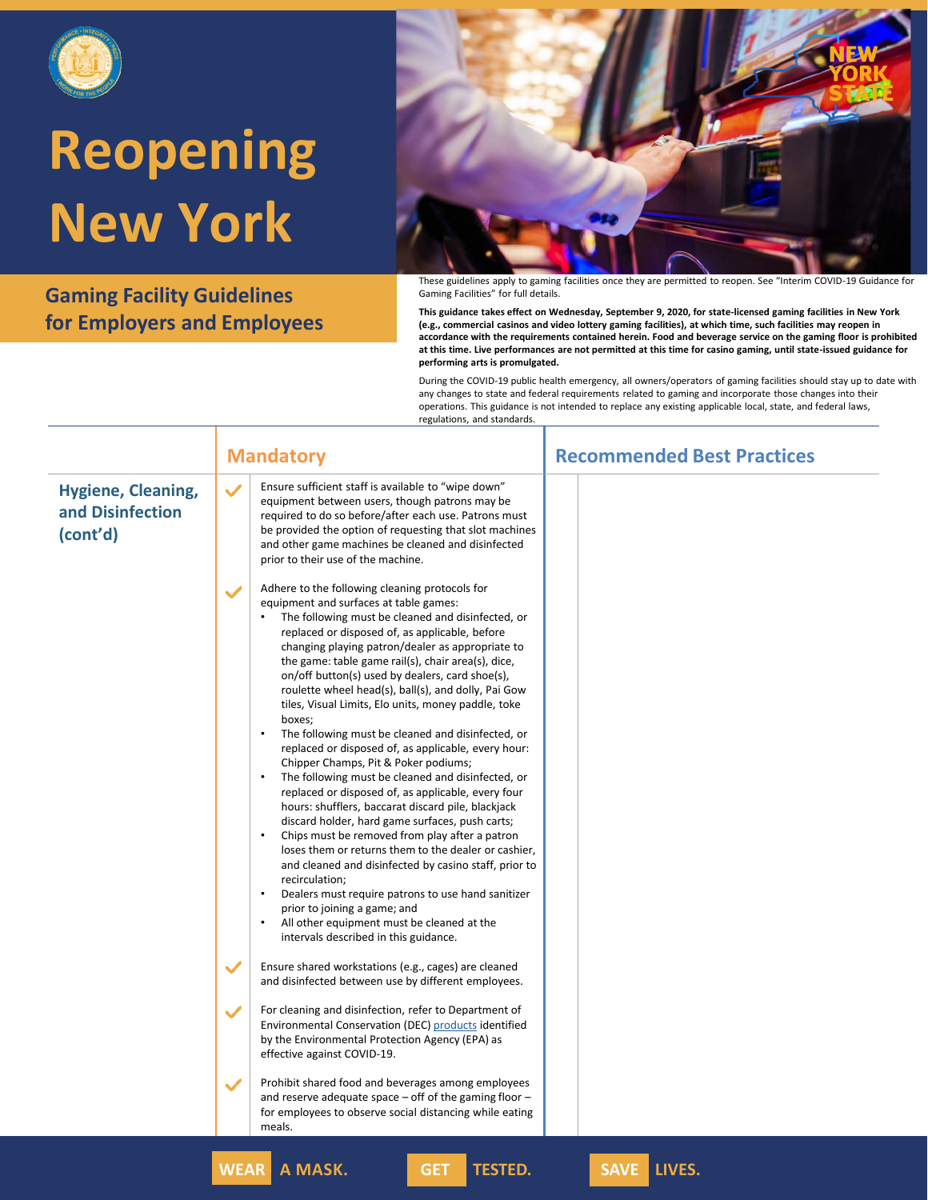# Reopening New York

## Gaming Facility Guidelines for Employers and Employees

These guidelines apply to gaming facilities once they are permitted to reopen. See "Interim COVID-19 Guidance for Gaming Facilities" for full details.

**This guidance takes effect on Wednesday, September 9, 2020, for state-licensed gaming facilities in New York (e.g., commercial casinos and video lottery gaming facilities), at which time, such facilities may reopen in accordance with the requirements contained herein. Food and beverage service on the gaming floor is prohibited at this time. Live performances are not permitted at this time for casino gaming, until state-issued guidance for performing arts is promulgated.**

During the COVID-19 public health emergency, all owners/operators of gaming facilities should stay up to date with any changes to state and federal requirements related to gaming and incorporate those changes into their operations. This guidance is not intended to replace any existing applicable local, state, and federal laws, regulations, and standards.

| | Mandatory | Recommended Best Practices |
|---|---|---|
| **Hygiene, Cleaning, and Disinfection (cont'd)** | ✓ Ensure sufficient staff is available to "wipe down" equipment between users, though patrons may be required to do so before/after each use. Patrons must be provided the option of requesting that slot machines and other game machines be cleaned and disinfected prior to their use of the machine.<br><br>✓ Adhere to the following cleaning protocols for equipment and surfaces at table games:<br>• The following must be cleaned and disinfected, or replaced or disposed of, as applicable, before changing playing patron/dealer as appropriate to the game: table game rail(s), chair area(s), dice, on/off button(s) used by dealers, card shoe(s), roulette wheel head(s), ball(s), and dolly, Pai Gow tiles, Visual Limits, Elo units, money paddle, toke boxes;<br>• The following must be cleaned and disinfected, or replaced or disposed of, as applicable, every hour: Chipper Champs, Pit & Poker podiums;<br>• The following must be cleaned and disinfected, or replaced or disposed of, as applicable, every four hours: shufflers, baccarat discard pile, blackjack discard holder, hard game surfaces, push carts;<br>• Chips must be removed from play after a patron loses them or returns them to the dealer or cashier, and cleaned and disinfected by casino staff, prior to recirculation;<br>• Dealers must require patrons to use hand sanitizer prior to joining a game; and<br>• All other equipment must be cleaned at the intervals described in this guidance.<br><br>✓ Ensure shared workstations (e.g., cages) are cleaned and disinfected between use by different employees.<br><br>✓ For cleaning and disinfection, refer to Department of Environmental Conservation (DEC) products identified by the Environmental Protection Agency (EPA) as effective against COVID-19.<br><br>✓ Prohibit shared food and beverages among employees and reserve adequate space – off of the gaming floor – for employees to observe social distancing while eating meals. | |

WEAR A MASK. GET TESTED. SAVE LIVES.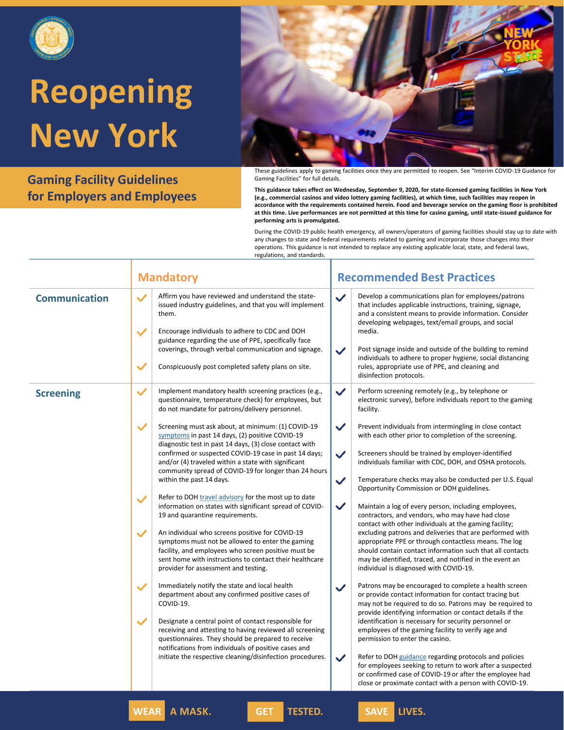# Reopening New York

## Gaming Facility Guidelines for Employers and Employees

These guidelines apply to gaming facilities once they are permitted to reopen. See "Interim COVID-19 Guidance for Gaming Facilities" for full details.

**This guidance takes effect on Wednesday, September 9, 2020, for state-licensed gaming facilities in New York (e.g., commercial casinos and video lottery gaming facilities), at which time, such facilities may reopen in accordance with the requirements contained herein. Food and beverage service on the gaming floor is prohibited at this time. Live performances are not permitted at this time for casino gaming, until state-issued guidance for performing arts is promulgated.**

During the COVID-19 public health emergency, all owners/operators of gaming facilities should stay up to date with any changes to state and federal requirements related to gaming and incorporate those changes into their operations. This guidance is not intended to replace any existing applicable local, state, and federal laws, regulations, and standards.

| | Mandatory | Recommended Best Practices |
|---|---|---|
| **Communication** | ✔ Affirm you have reviewed and understand the state-issued industry guidelines, and that you will implement them.<br><br>✔ Encourage individuals to adhere to CDC and DOH guidance regarding the use of PPE, specifically face coverings, through verbal communication and signage.<br><br>✔ Conspicuously post completed safety plans on site. | ✔ Develop a communications plan for employees/patrons that includes applicable instructions, training, signage, and a consistent means to provide information. Consider developing webpages, text/email groups, and social media.<br><br>✔ Post signage inside and outside of the building to remind individuals to adhere to proper hygiene, social distancing rules, appropriate use of PPE, and cleaning and disinfection protocols. |
| **Screening** | ✔ Implement mandatory health screening practices (e.g., questionnaire, temperature check) for employees, but do not mandate for patrons/delivery personnel.<br><br>✔ Screening must ask about, at minimum: (1) COVID-19 symptoms in past 14 days, (2) positive COVID-19 diagnostic test in past 14 days, (3) close contact with confirmed or suspected COVID-19 case in past 14 days; and/or (4) traveled within a state with significant community spread of COVID-19 for longer than 24 hours within the past 14 days.<br><br>✔ Refer to DOH travel advisory for the most up to date information on states with significant spread of COVID-19 and quarantine requirements.<br><br>✔ An individual who screens positive for COVID-19 symptoms must not be allowed to enter the gaming facility, and employees who screen positive must be sent home with instructions to contact their healthcare provider for assessment and testing.<br><br>✔ Immediately notify the state and local health department about any confirmed positive cases of COVID-19.<br><br>✔ Designate a central point of contact responsible for receiving and attesting to having reviewed all screening questionnaires. They should be prepared to receive notifications from individuals of positive cases and initiate the respective cleaning/disinfection procedures. | ✔ Perform screening remotely (e.g., by telephone or electronic survey), before individuals report to the gaming facility.<br><br>✔ Prevent individuals from intermingling in close contact with each other prior to completion of the screening.<br><br>✔ Screeners should be trained by employer-identified individuals familiar with CDC, DOH, and OSHA protocols.<br><br>✔ Temperature checks may also be conducted per U.S. Equal Opportunity Commission or DOH guidelines.<br><br>✔ Maintain a log of every person, including employees, contractors, and vendors, who may have had close contact with other individuals at the gaming facility; excluding patrons and deliveries that are performed with appropriate PPE or through contactless means. The log should contain contact information such that all contacts may be identified, traced, and notified in the event an individual is diagnosed with COVID-19.<br><br>✔ Patrons may be encouraged to complete a health screen or provide contact information for contact tracing but may not be required to do so. Patrons may be required to provide identifying information or contact details if the identification is necessary for security personnel or employees of the gaming facility to verify age and permission to enter the casino.<br><br>✔ Refer to DOH guidance regarding protocols and policies for employees seeking to return to work after a suspected or confirmed case of COVID-19 or after the employee had close or proximate contact with a person with COVID-19. |

WEAR A MASK. GET TESTED. SAVE LIVES.